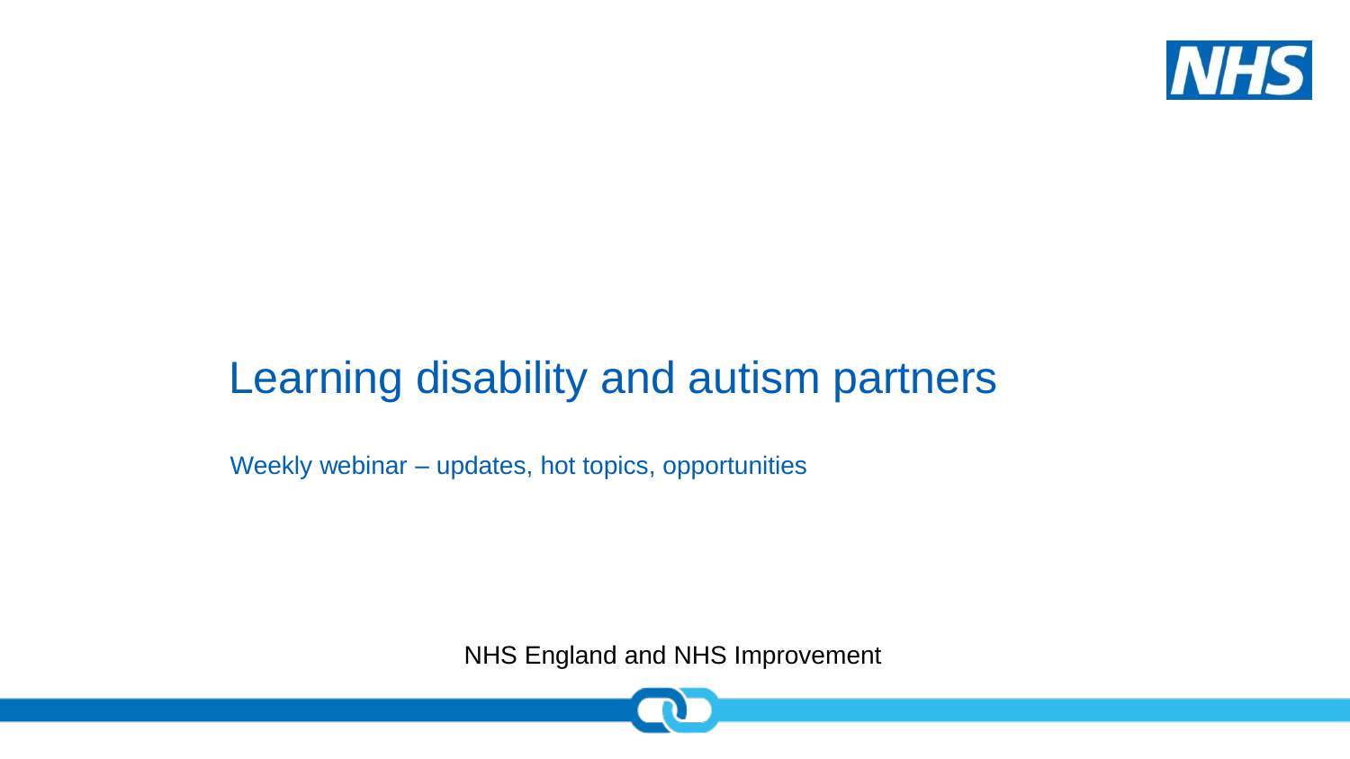# Learning disability and autism partners

Weekly webinar – updates, hot topics, opportunities

NHS England and NHS Improvement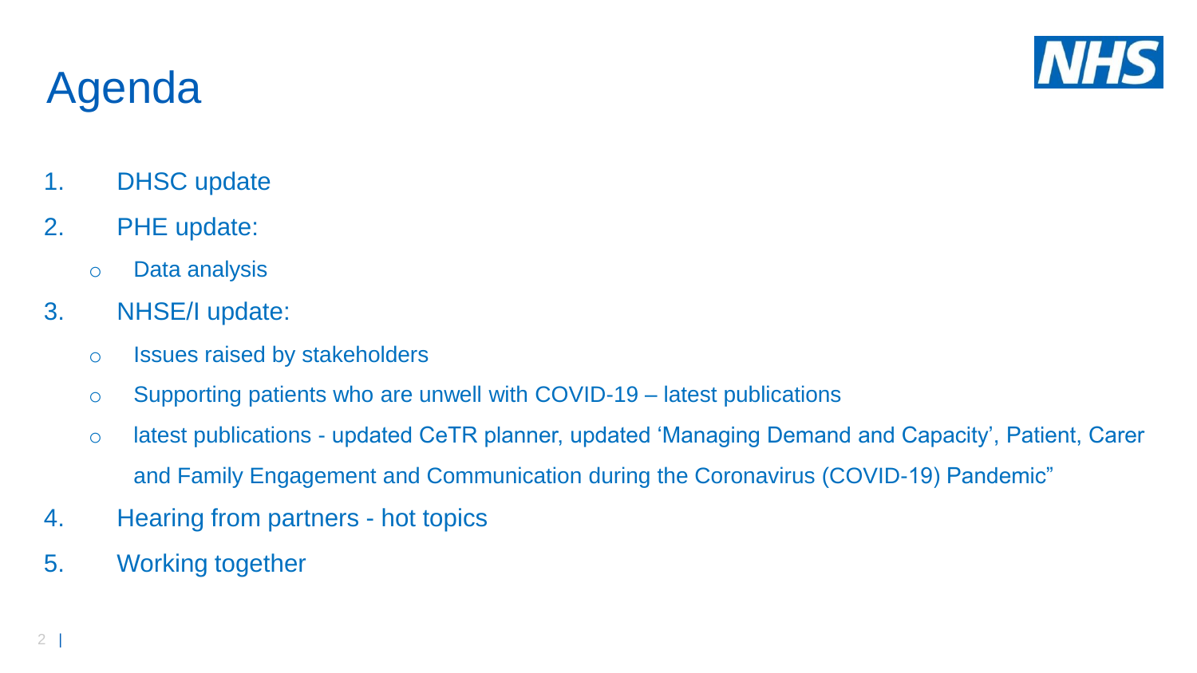# Agenda

1. DHSC update
2. PHE update:
   - Data analysis
3. NHSE/I update:
   - Issues raised by stakeholders
   - Supporting patients who are unwell with COVID-19 – latest publications
   - latest publications - updated CeTR planner, updated 'Managing Demand and Capacity', Patient, Carer and Family Engagement and Communication during the Coronavirus (COVID-19) Pandemic"
4. Hearing from partners - hot topics
5. Working together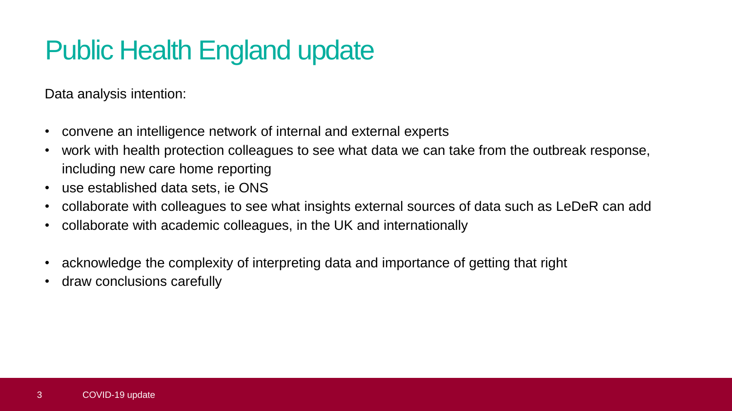# Public Health England update

Data analysis intention:

- convene an intelligence network of internal and external experts
- work with health protection colleagues to see what data we can take from the outbreak response, including new care home reporting
- use established data sets, ie ONS
- collaborate with colleagues to see what insights external sources of data such as LeDeR can add
- collaborate with academic colleagues, in the UK and internationally

- acknowledge the complexity of interpreting data and importance of getting that right
- draw conclusions carefully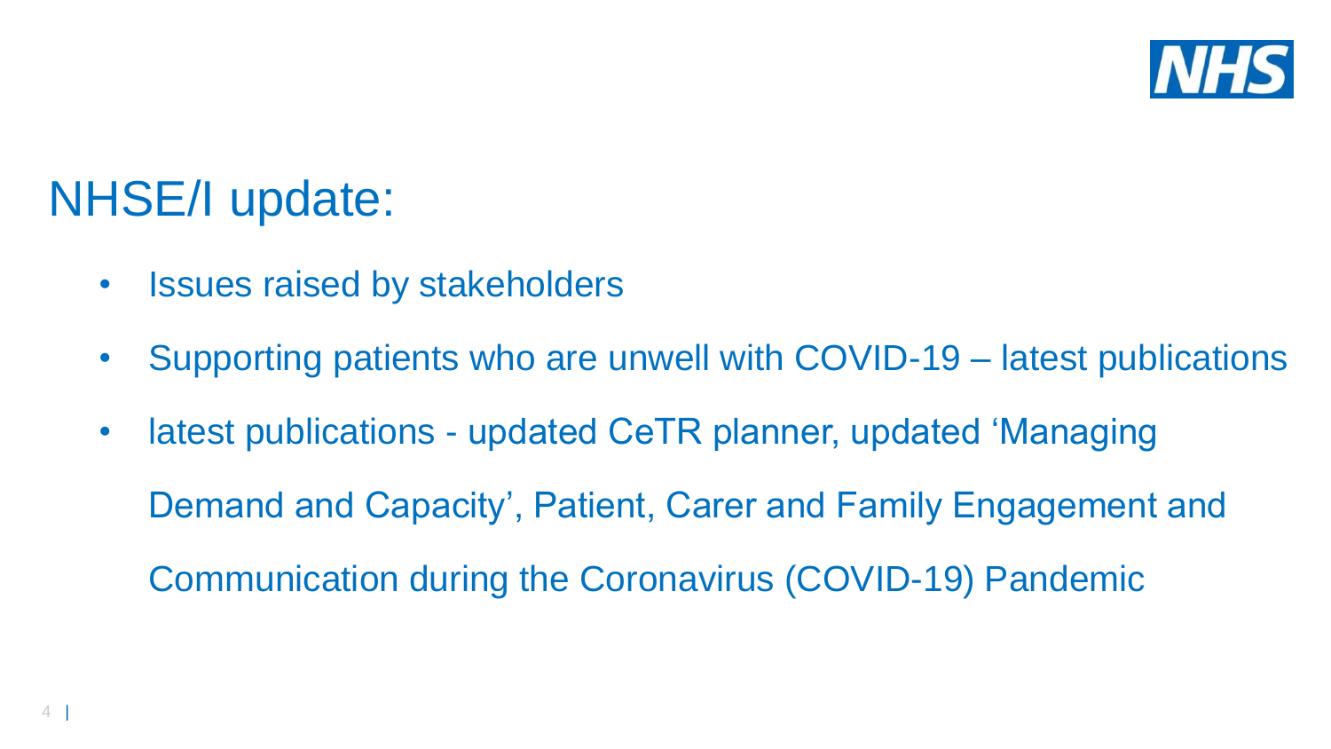# NHSE/I update:

- Issues raised by stakeholders
- Supporting patients who are unwell with COVID-19 – latest publications
- latest publications - updated CeTR planner, updated 'Managing Demand and Capacity', Patient, Carer and Family Engagement and Communication during the Coronavirus (COVID-19) Pandemic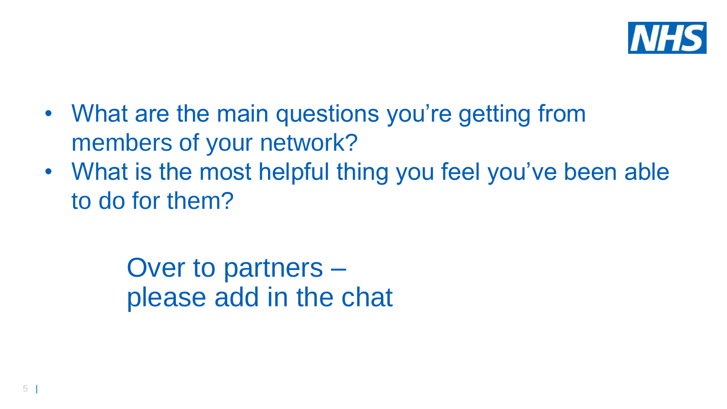- What are the main questions you’re getting from members of your network?
- What is the most helpful thing you feel you’ve been able to do for them?

Over to partners – please add in the chat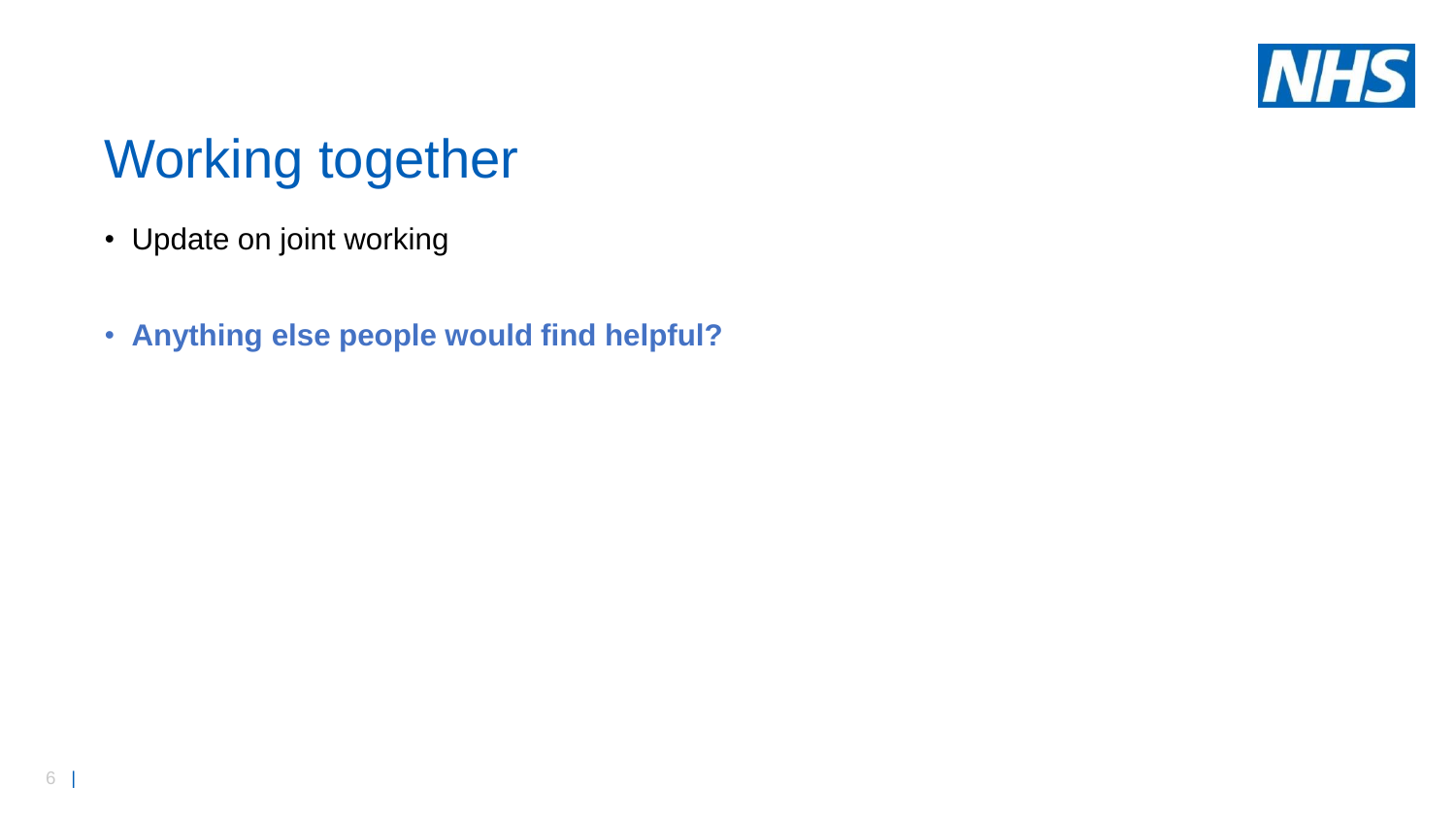# Working together

- Update on joint working
- **Anything else people would find helpful?**